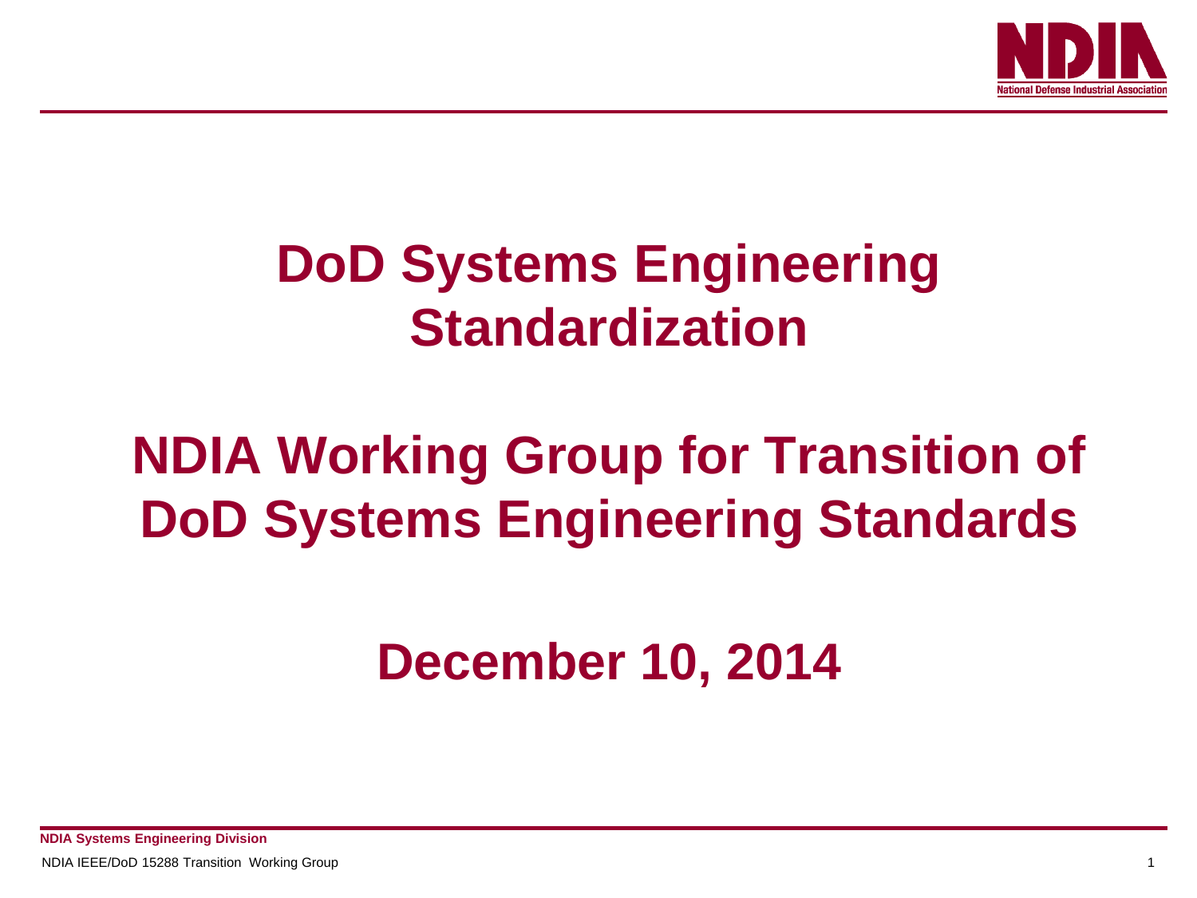# DoD Systems Engineering Standardization

# NDIA Working Group for Transition of DoD Systems Engineering Standards

## December 10, 2014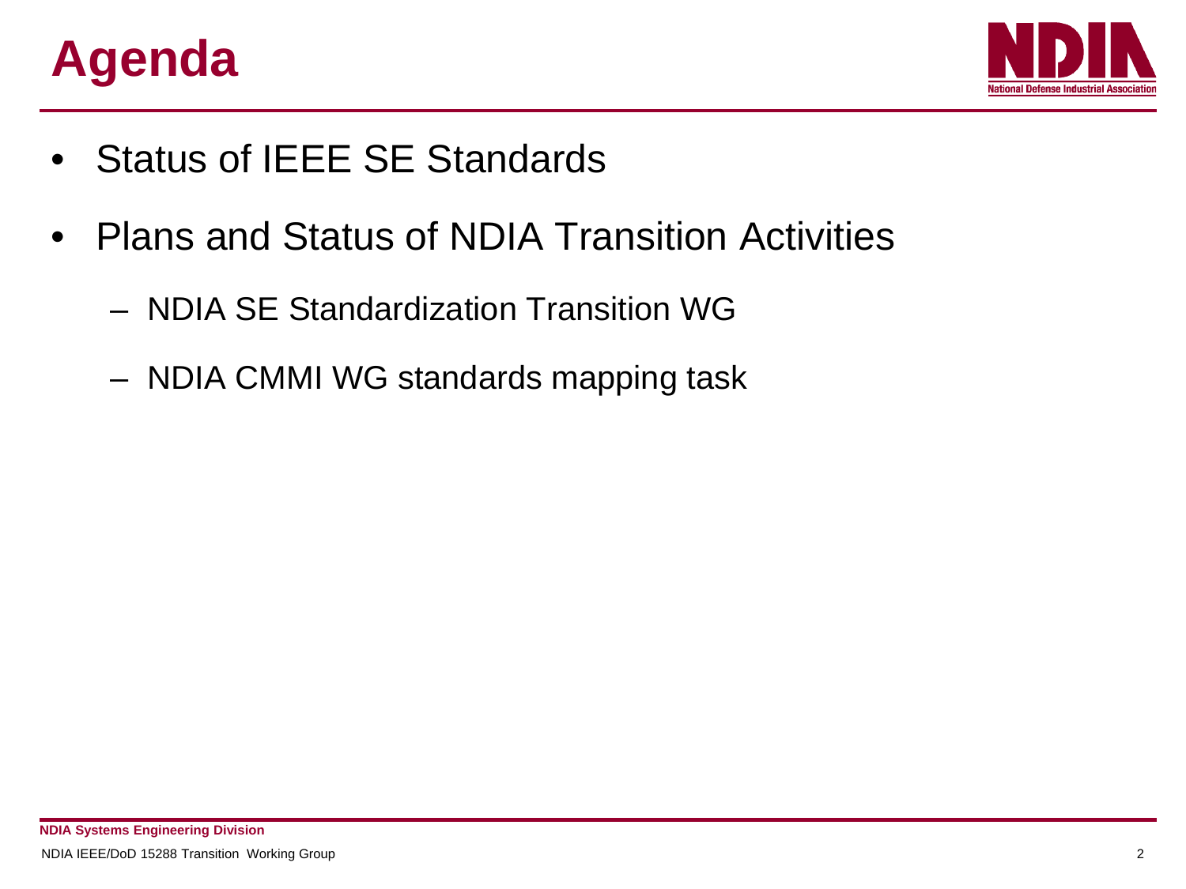# Agenda

- Status of IEEE SE Standards
- Plans and Status of NDIA Transition Activities
  - NDIA SE Standardization Transition WG
  - NDIA CMMI WG standards mapping task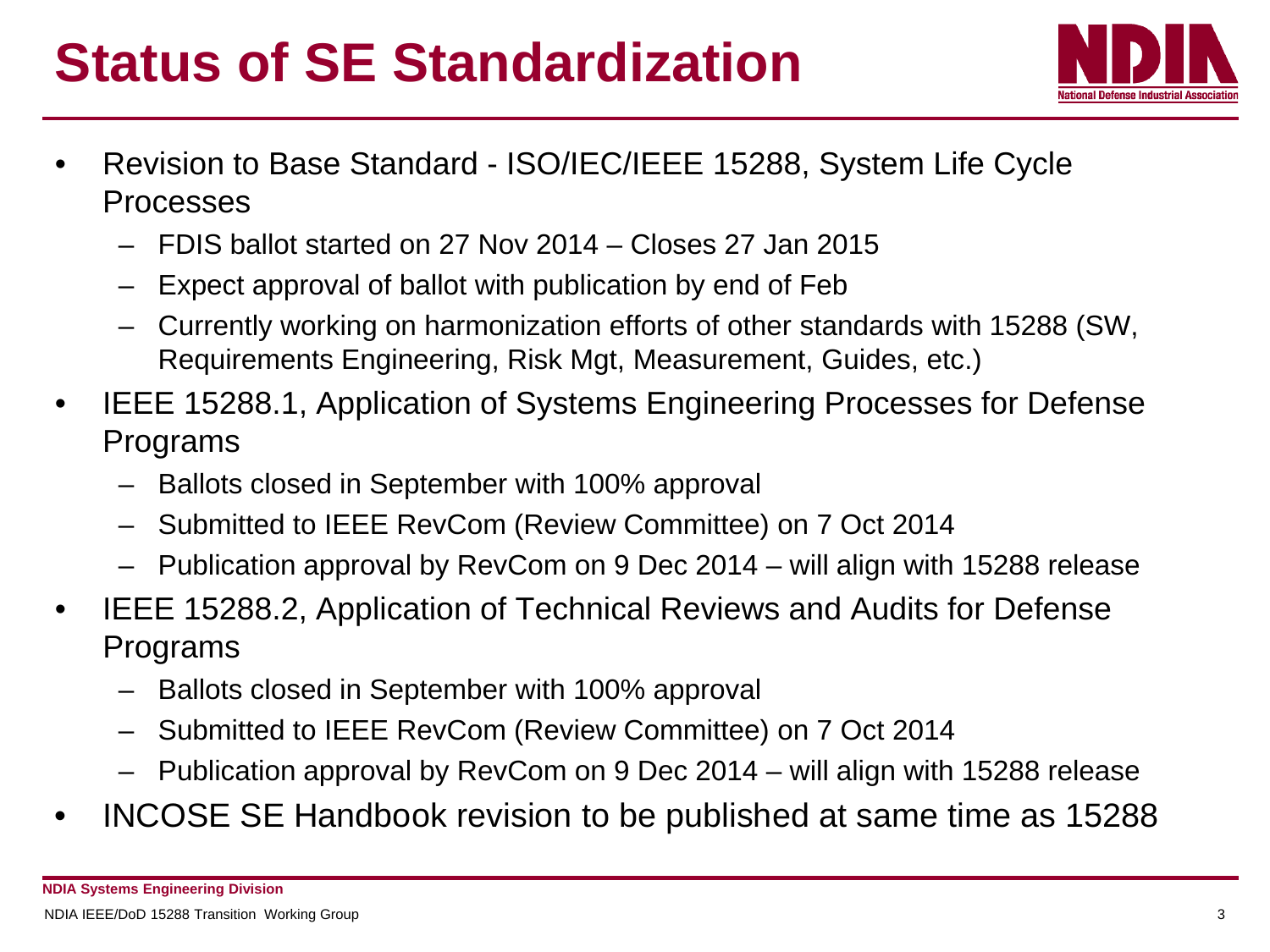# Status of SE Standardization

- Revision to Base Standard - ISO/IEC/IEEE 15288, System Life Cycle Processes
  - FDIS ballot started on 27 Nov 2014 – Closes 27 Jan 2015
  - Expect approval of ballot with publication by end of Feb
  - Currently working on harmonization efforts of other standards with 15288 (SW, Requirements Engineering, Risk Mgt, Measurement, Guides, etc.)
- IEEE 15288.1, Application of Systems Engineering Processes for Defense Programs
  - Ballots closed in September with 100% approval
  - Submitted to IEEE RevCom (Review Committee) on 7 Oct 2014
  - Publication approval by RevCom on 9 Dec 2014 – will align with 15288 release
- IEEE 15288.2, Application of Technical Reviews and Audits for Defense Programs
  - Ballots closed in September with 100% approval
  - Submitted to IEEE RevCom (Review Committee) on 7 Oct 2014
  - Publication approval by RevCom on 9 Dec 2014 – will align with 15288 release
- INCOSE SE Handbook revision to be published at same time as 15288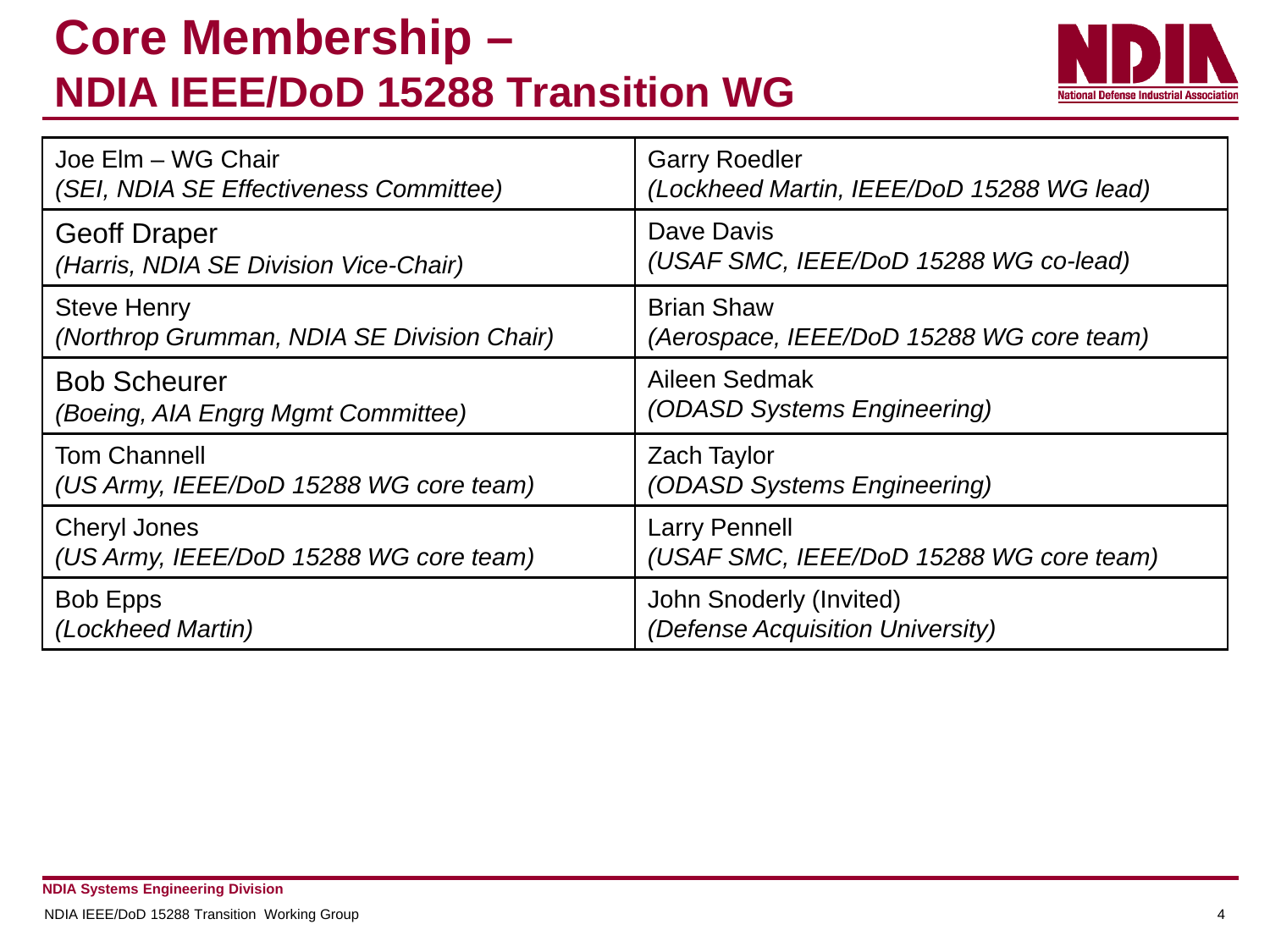# Core Membership – NDIA IEEE/DoD 15288 Transition WG

| | |
|---|---|
| Joe Elm – WG Chair<br>*(SEI, NDIA SE Effectiveness Committee)* | Garry Roedler<br>*(Lockheed Martin, IEEE/DoD 15288 WG lead)* |
| Geoff Draper<br>*(Harris, NDIA SE Division Vice-Chair)* | Dave Davis<br>*(USAF SMC, IEEE/DoD 15288 WG co-lead)* |
| Steve Henry<br>*(Northrop Grumman, NDIA SE Division Chair)* | Brian Shaw<br>*(Aerospace, IEEE/DoD 15288 WG core team)* |
| Bob Scheurer<br>*(Boeing, AIA Engrg Mgmt Committee)* | Aileen Sedmak<br>*(ODASD Systems Engineering)* |
| Tom Channell<br>*(US Army, IEEE/DoD 15288 WG core team)* | Zach Taylor<br>*(ODASD Systems Engineering)* |
| Cheryl Jones<br>*(US Army, IEEE/DoD 15288 WG core team)* | Larry Pennell<br>*(USAF SMC, IEEE/DoD 15288 WG core team)* |
| Bob Epps<br>*(Lockheed Martin)* | John Snoderly (Invited)<br>*(Defense Acquisition University)* |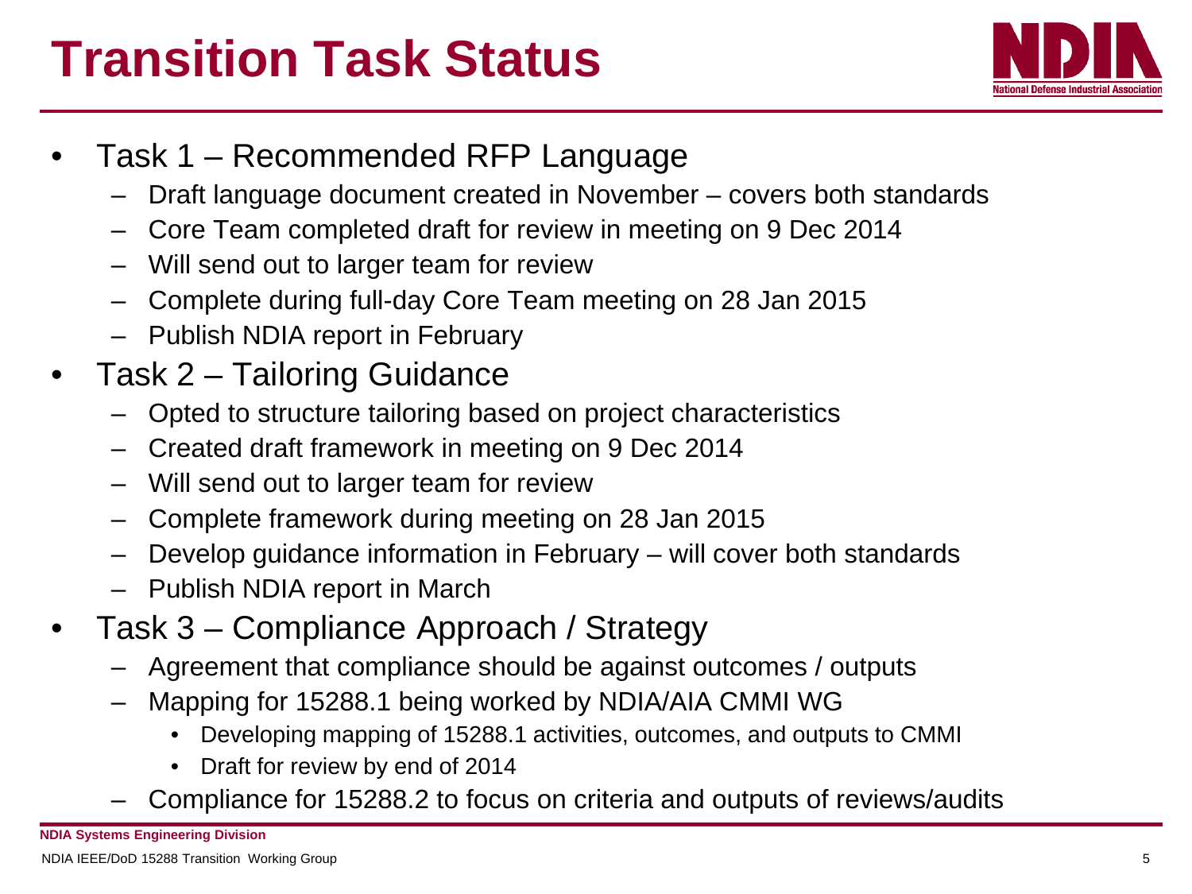# Transition Task Status

- Task 1 – Recommended RFP Language
  - Draft language document created in November – covers both standards
  - Core Team completed draft for review in meeting on 9 Dec 2014
  - Will send out to larger team for review
  - Complete during full-day Core Team meeting on 28 Jan 2015
  - Publish NDIA report in February
- Task 2 – Tailoring Guidance
  - Opted to structure tailoring based on project characteristics
  - Created draft framework in meeting on 9 Dec 2014
  - Will send out to larger team for review
  - Complete framework during meeting on 28 Jan 2015
  - Develop guidance information in February – will cover both standards
  - Publish NDIA report in March
- Task 3 – Compliance Approach / Strategy
  - Agreement that compliance should be against outcomes / outputs
  - Mapping for 15288.1 being worked by NDIA/AIA CMMI WG
    - Developing mapping of 15288.1 activities, outcomes, and outputs to CMMI
    - Draft for review by end of 2014
  - Compliance for 15288.2 to focus on criteria and outputs of reviews/audits